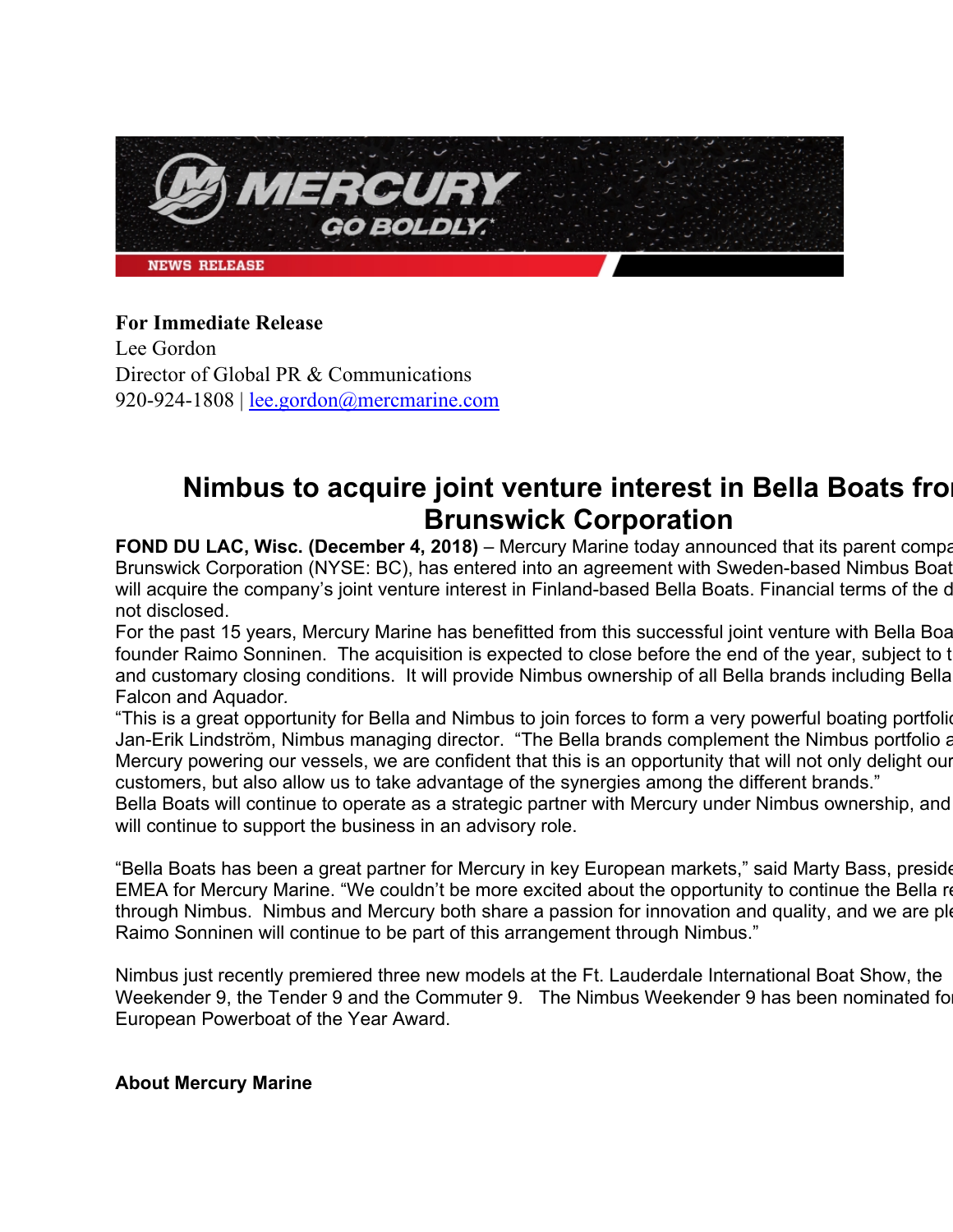**For Immediate Release**
Lee Gordon
Director of Global PR & Communications
920-924-1808 | lee.gordon@mercmarine.com

# Nimbus to acquire joint venture interest in Bella Boats fro Brunswick Corporation

**FOND DU LAC, Wisc. (December 4, 2018)** – Mercury Marine today announced that its parent compa Brunswick Corporation (NYSE: BC), has entered into an agreement with Sweden-based Nimbus Boat will acquire the company's joint venture interest in Finland-based Bella Boats. Financial terms of the d not disclosed.

For the past 15 years, Mercury Marine has benefitted from this successful joint venture with Bella Boa founder Raimo Sonninen. The acquisition is expected to close before the end of the year, subject to t and customary closing conditions. It will provide Nimbus ownership of all Bella brands including Bella Falcon and Aquador.

"This is a great opportunity for Bella and Nimbus to join forces to form a very powerful boating portfoli Jan-Erik Lindström, Nimbus managing director. "The Bella brands complement the Nimbus portfolio a Mercury powering our vessels, we are confident that this is an opportunity that will not only delight our customers, but also allow us to take advantage of the synergies among the different brands."

Bella Boats will continue to operate as a strategic partner with Mercury under Nimbus ownership, and will continue to support the business in an advisory role.

"Bella Boats has been a great partner for Mercury in key European markets," said Marty Bass, preside EMEA for Mercury Marine. "We couldn't be more excited about the opportunity to continue the Bella re through Nimbus. Nimbus and Mercury both share a passion for innovation and quality, and we are ple Raimo Sonninen will continue to be part of this arrangement through Nimbus."

Nimbus just recently premiered three new models at the Ft. Lauderdale International Boat Show, the Weekender 9, the Tender 9 and the Commuter 9. The Nimbus Weekender 9 has been nominated fo European Powerboat of the Year Award.

**About Mercury Marine**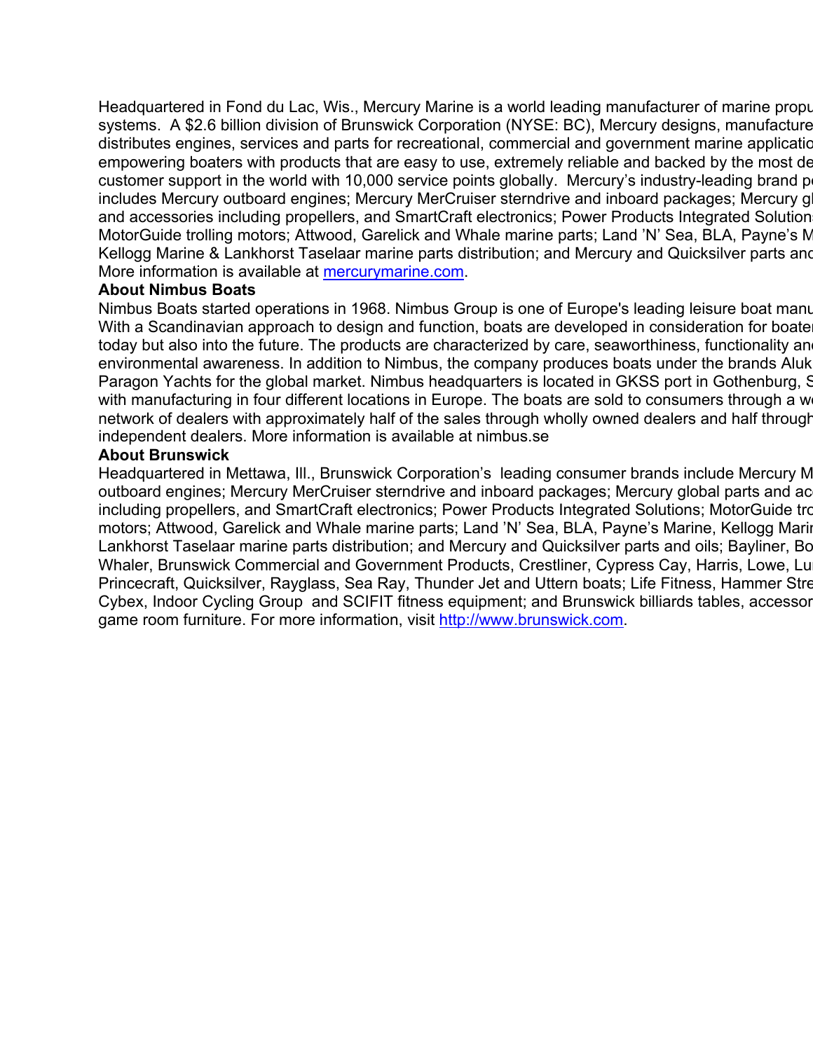Headquartered in Fond du Lac, Wis., Mercury Marine is a world leading manufacturer of marine propu systems. A $2.6 billion division of Brunswick Corporation (NYSE: BC), Mercury designs, manufacture distributes engines, services and parts for recreational, commercial and government marine applicatio empowering boaters with products that are easy to use, extremely reliable and backed by the most de customer support in the world with 10,000 service points globally. Mercury's industry-leading brand p includes Mercury outboard engines; Mercury MerCruiser sterndrive and inboard packages; Mercury gl and accessories including propellers, and SmartCraft electronics; Power Products Integrated Solution MotorGuide trolling motors; Attwood, Garelick and Whale marine parts; Land 'N' Sea, BLA, Payne's M Kellogg Marine & Lankhorst Taselaar marine parts distribution; and Mercury and Quicksilver parts and More information is available at [mercurymarine.com](mercurymarine.com).

**About Nimbus Boats**

Nimbus Boats started operations in 1968. Nimbus Group is one of Europe's leading leisure boat manu With a Scandinavian approach to design and function, boats are developed in consideration for boater today but also into the future. The products are characterized by care, seaworthiness, functionality an environmental awareness. In addition to Nimbus, the company produces boats under the brands Aluk Paragon Yachts for the global market. Nimbus headquarters is located in GKSS port in Gothenburg, S with manufacturing in four different locations in Europe. The boats are sold to consumers through a w network of dealers with approximately half of the sales through wholly owned dealers and half through independent dealers. More information is available at nimbus.se

**About Brunswick**

Headquartered in Mettawa, Ill., Brunswick Corporation's leading consumer brands include Mercury M outboard engines; Mercury MerCruiser sterndrive and inboard packages; Mercury global parts and ac including propellers, and SmartCraft electronics; Power Products Integrated Solutions; MotorGuide tro motors; Attwood, Garelick and Whale marine parts; Land 'N' Sea, BLA, Payne's Marine, Kellogg Marin Lankhorst Taselaar marine parts distribution; and Mercury and Quicksilver parts and oils; Bayliner, Bo Whaler, Brunswick Commercial and Government Products, Crestliner, Cypress Cay, Harris, Lowe, Lu Princecraft, Quicksilver, Rayglass, Sea Ray, Thunder Jet and Uttern boats; Life Fitness, Hammer Stre Cybex, Indoor Cycling Group and SCIFIT fitness equipment; and Brunswick billiards tables, accessor game room furniture. For more information, visit [http://www.brunswick.com](http://www.brunswick.com).